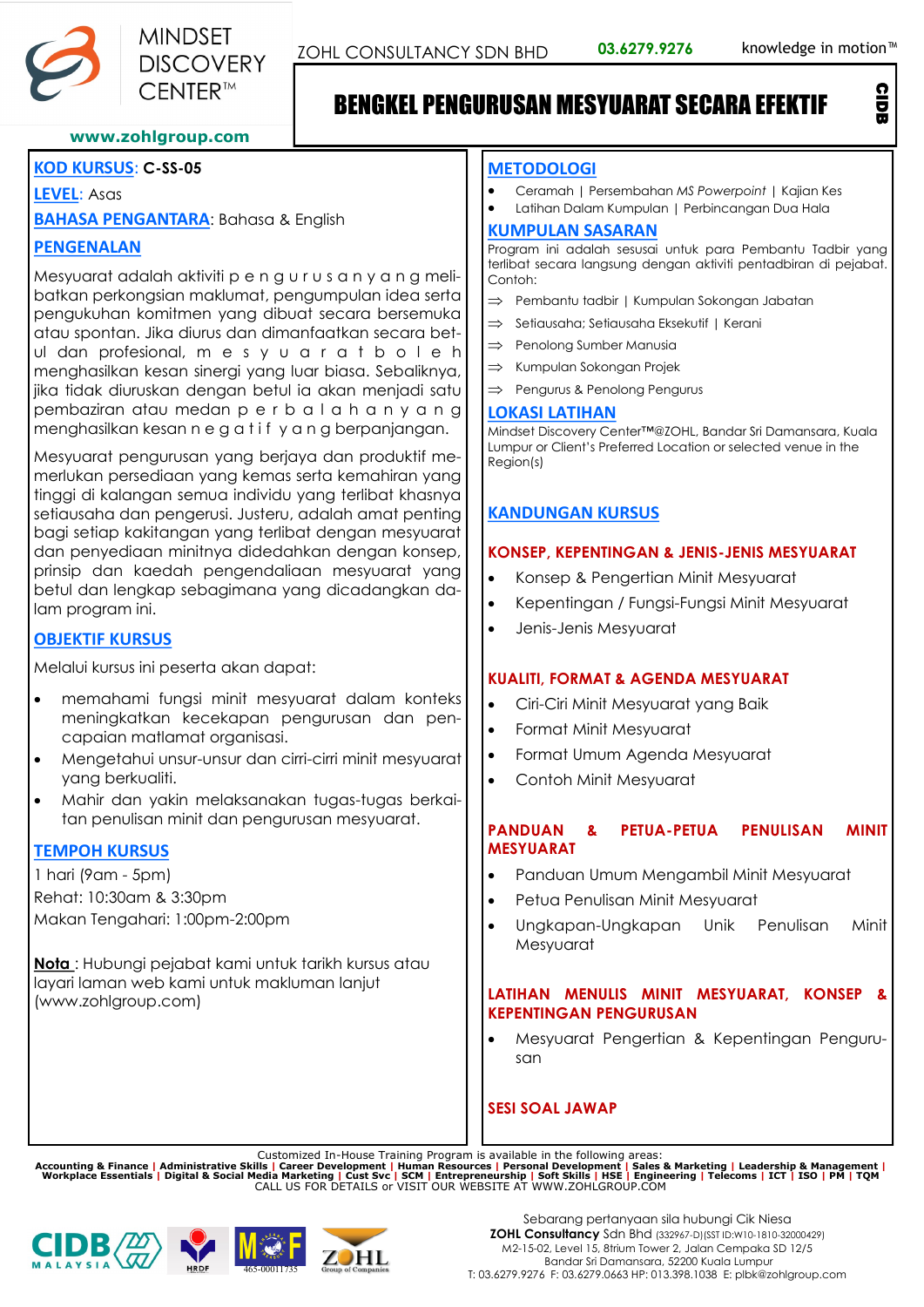MINDSET DISCOVERY CENTER™

ZOHL CONSULTANCY SDN BHD 03.6279.9276 knowledge in motion™

www.zohlgroup.com

# BENGKEL PENGURUSAN MESYUARAT SECARA EFEKTIF

CIDB

**KOD KURSUS**: **C-SS-05**

**LEVEL**: Asas

**BAHASA PENGANTARA**: Bahasa & English

## PENGENALAN

Mesyuarat adalah aktiviti pengurusan yang melibatkan perkongsian maklumat, pengumpulan idea serta pengukuhan komitmen yang dibuat secara bersemuka atau spontan. Jika diurus dan dimanfaatkan secara betul dan profesional, mesyuarat boleh menghasilkan kesan sinergi yang luar biasa. Sebaliknya, jika tidak diuruskan dengan betul ia akan menjadi satu pembaziran atau medan perbalahan yang menghasilkan kesan negatif yang berpanjangan.

Mesyuarat pengurusan yang berjaya dan produktif memerlukan persediaan yang kemas serta kemahiran yang tinggi di kalangan semua individu yang terlibat khasnya setiausaha dan pengerusi. Justeru, adalah amat penting bagi setiap kakitangan yang terlibat dengan mesyuarat dan penyediaan minitnya didedahkan dengan konsep, prinsip dan kaedah pengendaliaan mesyuarat yang betul dan lengkap sebagimana yang dicadangkan dalam program ini.

## OBJEKTIF KURSUS

Melalui kursus ini peserta akan dapat:

- memahami fungsi minit mesyuarat dalam konteks meningkatkan kecekapan pengurusan dan pencapaian matlamat organisasi.
- Mengetahui unsur-unsur dan cirri-cirri minit mesyuarat yang berkualiti.
- Mahir dan yakin melaksanakan tugas-tugas berkaitan penulisan minit dan pengurusan mesyuarat.

## TEMPOH KURSUS

1 hari (9am - 5pm)

Rehat: 10:30am & 3:30pm

Makan Tengahari: 1:00pm-2:00pm

**Nota** : Hubungi pejabat kami untuk tarikh kursus atau layari laman web kami untuk makluman lanjut (www.zohlgroup.com)

## METODOLOGI

- Ceramah | Persembahan *MS Powerpoint* | Kajian Kes
- Latihan Dalam Kumpulan | Perbincangan Dua Hala

## KUMPULAN SASARAN

Program ini adalah sesuai untuk para Pembantu Tadbir yang terlibat secara langsung dengan aktiviti pentadbiran di pejabat. Contoh:

- ⇒ Pembantu tadbir | Kumpulan Sokongan Jabatan
- ⇒ Setiausaha; Setiausaha Eksekutif | Kerani
- ⇒ Penolong Sumber Manusia
- ⇒ Kumpulan Sokongan Projek
- ⇒ Pengurus & Penolong Pengurus

## LOKASI LATIHAN

Mindset Discovery Center™@ZOHL, Bandar Sri Damansara, Kuala Lumpur or Client's Preferred Location or selected venue in the Region(s)

## KANDUNGAN KURSUS

### KONSEP, KEPENTINGAN & JENIS-JENIS MESYUARAT

- Konsep & Pengertian Minit Mesyuarat
- Kepentingan / Fungsi-Fungsi Minit Mesyuarat
- Jenis-Jenis Mesyuarat

### KUALITI, FORMAT & AGENDA MESYUARAT

- Ciri-Ciri Minit Mesyuarat yang Baik
- Format Minit Mesyuarat
- Format Umum Agenda Mesyuarat
- Contoh Minit Mesyuarat

### PANDUAN & PETUA-PETUA PENULISAN MINIT MESYUARAT

- Panduan Umum Mengambil Minit Mesyuarat
- Petua Penulisan Minit Mesyuarat
- Ungkapan-Ungkapan Unik Penulisan Minit Mesyuarat

### LATIHAN MENULIS MINIT MESYUARAT, KONSEP & KEPENTINGAN PENGURUSAN

- Mesyuarat Pengertian & Kepentingan Pengurusan

### SESI SOAL JAWAP

Customized In-House Training Program is available in the following areas:
**Accounting & Finance | Administrative Skills | Career Development | Human Resources | Personal Development | Sales & Marketing | Leadership & Management | Workplace Essentials | Digital & Social Media Marketing | Cust Svc | SCM | Entrepreneurship | Soft Skills | HSE | Engineering | Telecoms | ICT | ISO | PM | TQM**
CALL US FOR DETAILS or VISIT OUR WEBSITE AT WWW.ZOHLGROUP.COM

CIDB MALAYSIA | HRDF | MOF 465-00011735 | ZOHL Group of Companies

Sebarang pertanyaan sila hubungi Cik Niesa
**ZOHL Consultancy** Sdn Bhd (332967-D)(SST ID:W10-1810-32000429)
M2-15-02, Level 15, 8trium Tower 2, Jalan Cempaka SD 12/5
Bandar Sri Damansara, 52200 Kuala Lumpur
T: 03.6279.9276 F: 03.6279.0663 HP: 013.398.1038 E: plbk@zohlgroup.com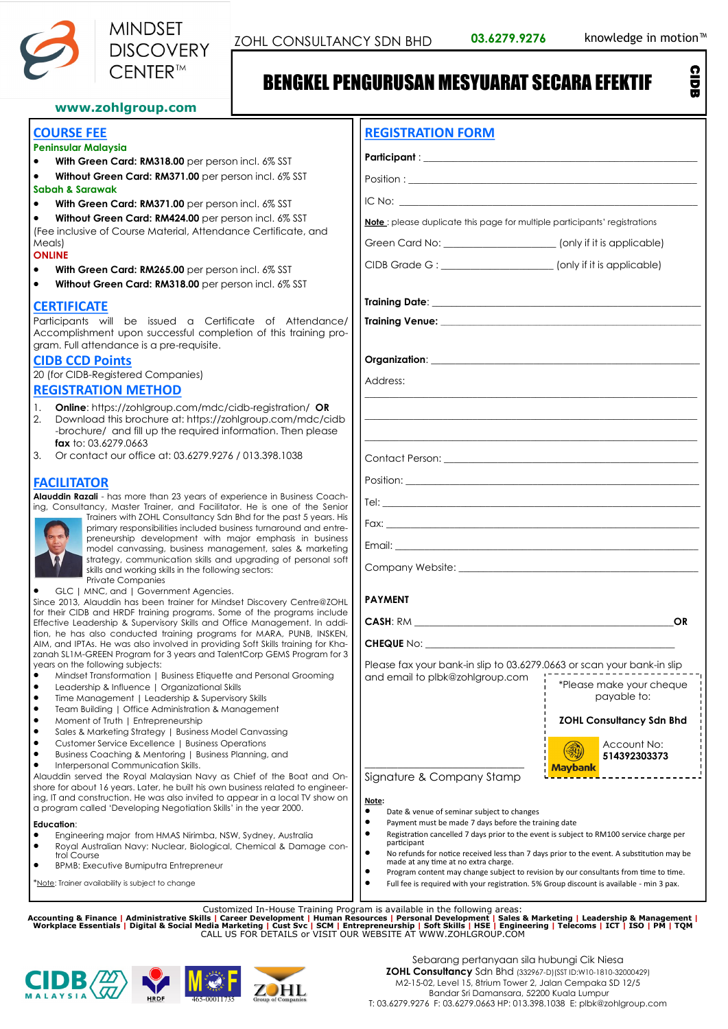MINDSET DISCOVERY CENTER™

www.zohlgroup.com

ZOHL CONSULTANCY SDN BHD **03.6279.9276** knowledge in motion™

# BENGKEL PENGURUSAN MESYUARAT SECARA EFEKTIF

CIDB

## COURSE FEE

**Peninsular Malaysia**

- **With Green Card: RM318.00** per person incl. 6% SST
- **Without Green Card: RM371.00** per person incl. 6% SST

**Sabah & Sarawak**

- **With Green Card: RM371.00** per person incl. 6% SST
- **Without Green Card: RM424.00** per person incl. 6% SST

(Fee inclusive of Course Material, Attendance Certificate, and Meals)

**ONLINE**

- **With Green Card: RM265.00** per person incl. 6% SST
- **Without Green Card: RM318.00** per person incl. 6% SST

## CERTIFICATE

Participants will be issued a Certificate of Attendance/ Accomplishment upon successful completion of this training program. Full attendance is a pre-requisite.

## CIDB CCD Points

20 (for CIDB-Registered Companies)

## REGISTRATION METHOD

1. **Online**: https://zohlgroup.com/mdc/cidb-registration/ **OR**
2. Download this brochure at: https://zohlgroup.com/mdc/cidb-brochure/ and fill up the required information. Then please **fax** to: 03.6279.0663
3. Or contact our office at: 03.6279.9276 / 013.398.1038

## FACILITATOR

**Alauddin Razali** - has more than 23 years of experience in Business Coaching, Consultancy, Master Trainer, and Facilitator. He is one of the Senior Trainers with ZOHL Consultancy Sdn Bhd for the past 5 years. His primary responsibilities included business turnaround and entrepreneurship development with major emphasis in business model canvassing, business management, sales & marketing strategy, communication skills and upgrading of personal soft skills and working skills in the following sectors:

Private Companies

- GLC | MNC, and | Government Agencies.

Since 2013, Alauddin has been trainer for Mindset Discovery Centre@ZOHL for their CIDB and HRDF training programs. Some of the programs include Effective Leadership & Supervisory Skills and Office Management. In addition, he has also conducted training programs for MARA, PUNB, INSKEN, AIM, and IPTAs. He was also involved in providing Soft Skills training for Khazanah SL1M-GREEN Program for 3 years and TalentCorp GEMS Program for 3 years on the following subjects:

- Mindset Transformation | Business Etiquette and Personal Grooming
- Leadership & Influence | Organizational Skills
- Time Management | Leadership & Supervisory Skills
- Team Building | Office Administration & Management
- Moment of Truth | Entrepreneurship
- Sales & Marketing Strategy | Business Model Canvassing
- Customer Service Excellence | Business Operations
- Business Coaching & Mentoring | Business Planning, and
- Interpersonal Communication Skills.

Alauddin served the Royal Malaysian Navy as Chief of the Boat and Onshore for about 16 years. Later, he built his own business related to engineering, IT and construction. He was also invited to appear in a local TV show on a program called 'Developing Negotiation Skills' in the year 2000.

**Education**:

- Engineering major from HMAS Nirimba, NSW, Sydney, Australia
- Royal Australian Navy: Nuclear, Biological, Chemical & Damage control Course
- BPMB: Executive Bumiputra Entrepreneur

*Note: Trainer availability is subject to change

## REGISTRATION FORM

**Participant** : ______________________

Position : ______________________

IC No: ______________________

**Note** : please duplicate this page for multiple participants' registrations

Green Card No: ____________ (only if it is applicable)

CIDB Grade G : ____________ (only if it is applicable)

**Training Date**: ______________________

**Training Venue**: ______________________

**Organization**: ______________________

Address: ______________________

Contact Person: ______________________

Position: ______________________

Tel: ______________________

Fax: ______________________

Email: ______________________

Company Website: ______________________

**PAYMENT**

**CASH**: RM ______________________ **OR**

**CHEQUE** No: ______________________

Please fax your bank-in slip to 03.6279.0663 or scan your bank-in slip and email to plbk@zohlgroup.com

*Please make your cheque payable to:

**ZOHL Consultancy Sdn Bhd**

Maybank Account No: **514392303373**

______________________
Signature & Company Stamp

**Note**:

- Date & venue of seminar subject to changes
- Payment must be made 7 days before the training date
- Registration cancelled 7 days prior to the event is subject to RM100 service charge per participant
- No refunds for notice received less than 7 days prior to the event. A substitution may be made at any time at no extra charge.
- Program content may change subject to revision by our consultants from time to time.
- Full fee is required with your registration. 5% Group discount is available - min 3 pax.

Customized In-House Training Program is available in the following areas:
**Accounting & Finance | Administrative Skills | Career Development | Human Resources | Personal Development | Sales & Marketing | Leadership & Management | Workplace Essentials | Digital & Social Media Marketing | Cust Svc | SCM | Entrepreneurship | Soft Skills | HSE | Engineering | Telecoms | ICT | ISO | PM | TQM**
CALL US FOR DETAILS or VISIT OUR WEBSITE AT WWW.ZOHLGROUP.COM

CIDB MALAYSIA | HRDF | MSF 465-00011735 | ZOHL Group of Companies

Sebarang pertanyaan sila hubungi Cik Niesa
**ZOHL Consultancy** Sdn Bhd (332967-D)(SST ID:W10-1810-32000429)
M2-15-02, Level 15, 8trium Tower 2, Jalan Cempaka SD 12/5
Bandar Sri Damansara, 52200 Kuala Lumpur
T: 03.6279.9276 F: 03.6279.0663 HP: 013.398.1038 E: plbk@zohlgroup.com